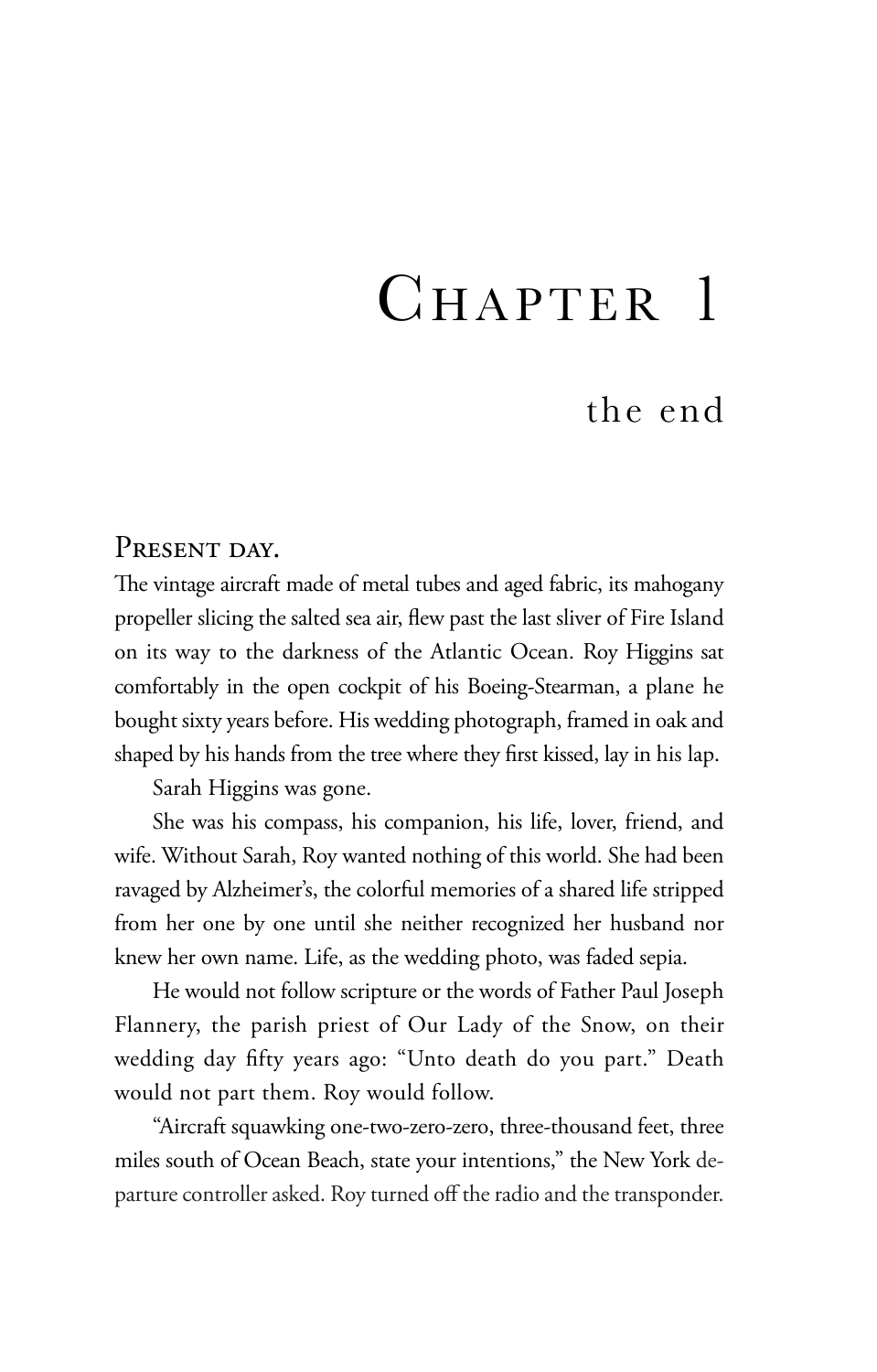# Chapter 1

## the end

Present day.

The vintage aircraft made of metal tubes and aged fabric, its mahogany propeller slicing the salted sea air, flew past the last sliver of Fire Island on its way to the darkness of the Atlantic Ocean. Roy Higgins sat comfortably in the open cockpit of his Boeing-Stearman, a plane he bought sixty years before. His wedding photograph, framed in oak and shaped by his hands from the tree where they first kissed, lay in his lap.

Sarah Higgins was gone.

She was his compass, his companion, his life, lover, friend, and wife. Without Sarah, Roy wanted nothing of this world. She had been ravaged by Alzheimer's, the colorful memories of a shared life stripped from her one by one until she neither recognized her husband nor knew her own name. Life, as the wedding photo, was faded sepia.

He would not follow scripture or the words of Father Paul Joseph Flannery, the parish priest of Our Lady of the Snow, on their wedding day fifty years ago: "Unto death do you part." Death would not part them. Roy would follow.

"Aircraft squawking one-two-zero-zero, three-thousand feet, three miles south of Ocean Beach, state your intentions," the New York departure controller asked. Roy turned off the radio and the transponder.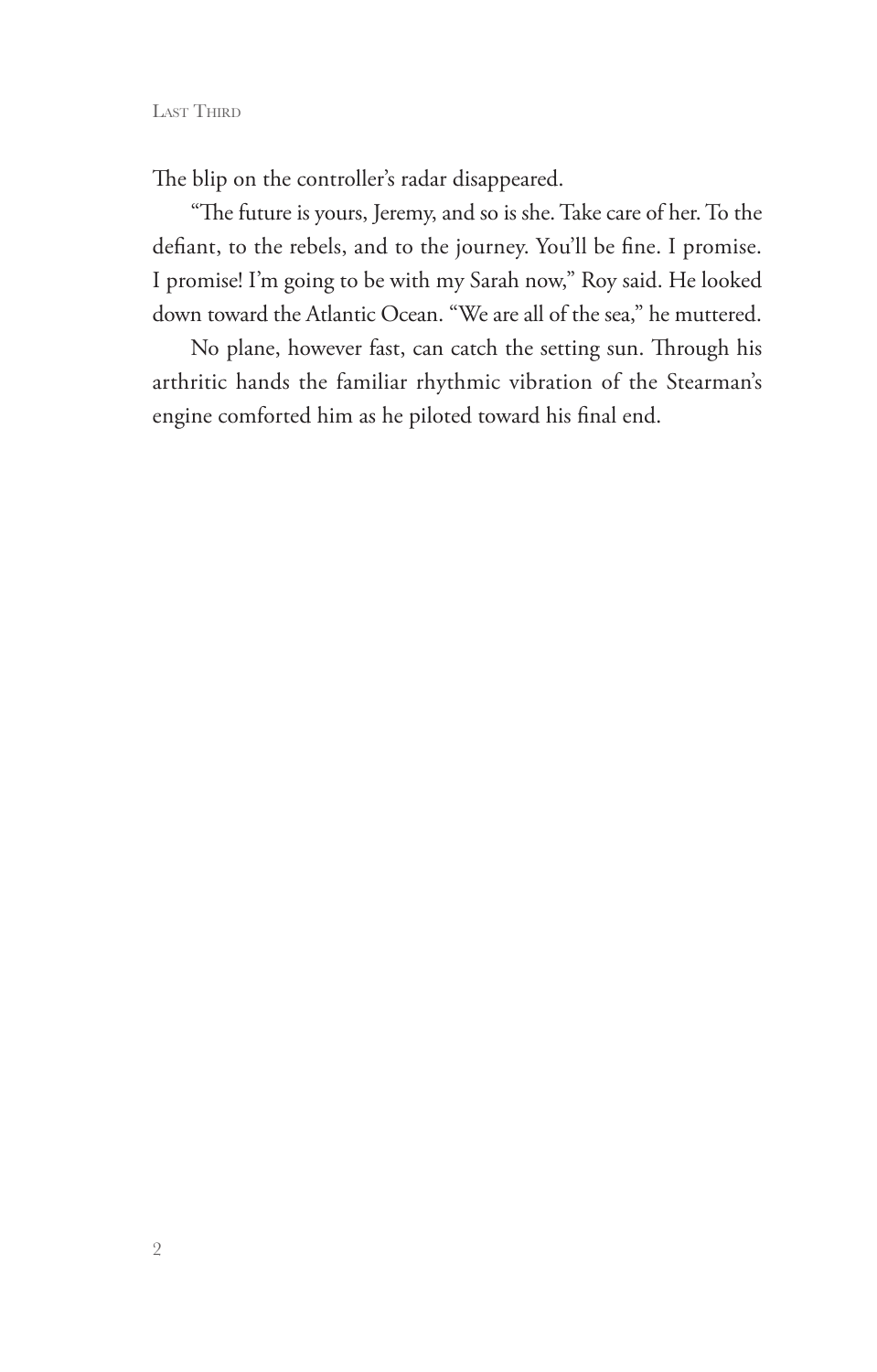The blip on the controller's radar disappeared.

"The future is yours, Jeremy, and so is she. Take care of her. To the defiant, to the rebels, and to the journey. You'll be fine. I promise. I promise! I'm going to be with my Sarah now," Roy said. He looked down toward the Atlantic Ocean. "We are all of the sea," he muttered.

No plane, however fast, can catch the setting sun. Through his arthritic hands the familiar rhythmic vibration of the Stearman's engine comforted him as he piloted toward his final end.